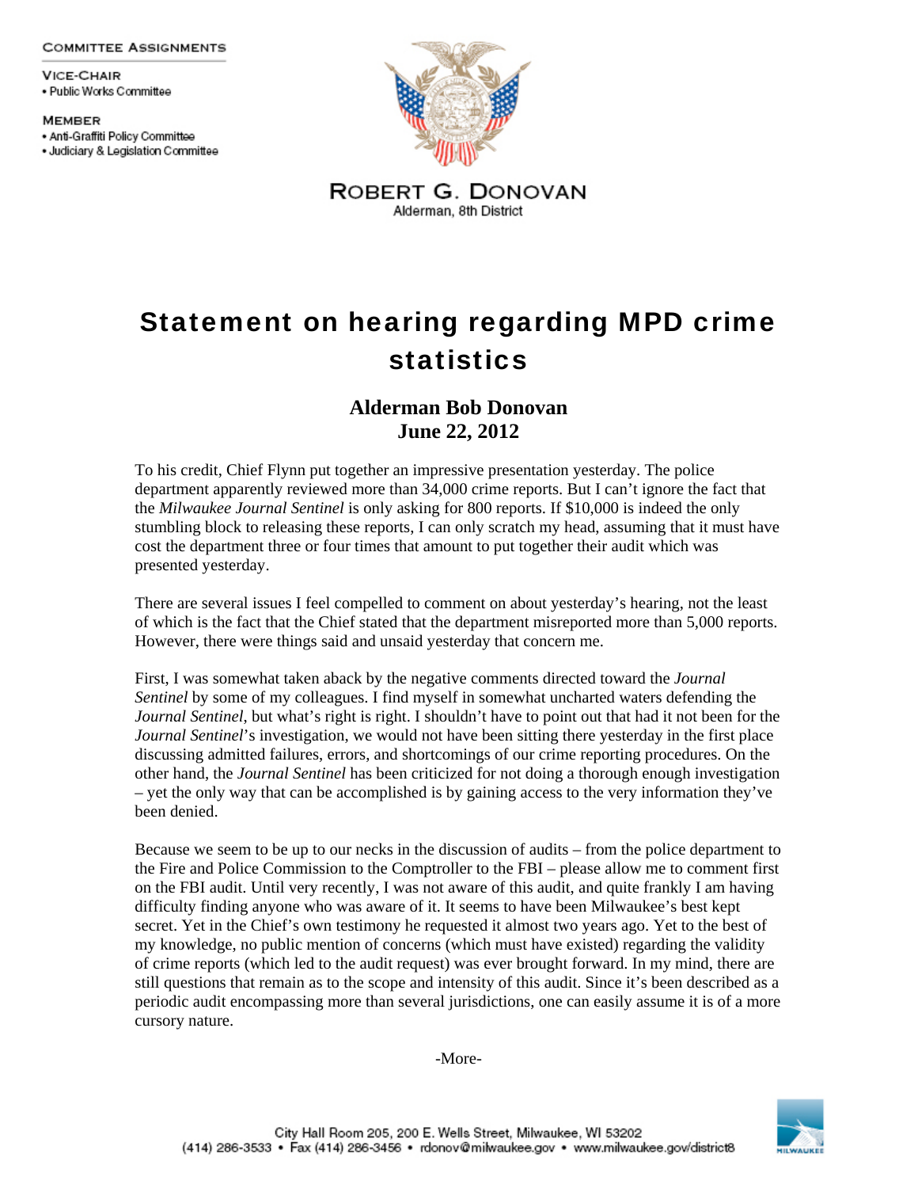**Committee Assignments**

**Vice-Chair**
- Public Works Committee

**Member**
- Anti-Graffiti Policy Committee
- Judiciary & Legislation Committee

**Robert G. Donovan**
Alderman, 8th District

# Statement on hearing regarding MPD crime statistics

**Alderman Bob Donovan**
**June 22, 2012**

To his credit, Chief Flynn put together an impressive presentation yesterday. The police department apparently reviewed more than 34,000 crime reports. But I can't ignore the fact that the *Milwaukee Journal Sentinel* is only asking for 800 reports. If $10,000 is indeed the only stumbling block to releasing these reports, I can only scratch my head, assuming that it must have cost the department three or four times that amount to put together their audit which was presented yesterday.

There are several issues I feel compelled to comment on about yesterday's hearing, not the least of which is the fact that the Chief stated that the department misreported more than 5,000 reports. However, there were things said and unsaid yesterday that concern me.

First, I was somewhat taken aback by the negative comments directed toward the *Journal Sentinel* by some of my colleagues. I find myself in somewhat uncharted waters defending the *Journal Sentinel*, but what's right is right. I shouldn't have to point out that had it not been for the *Journal Sentinel*'s investigation, we would not have been sitting there yesterday in the first place discussing admitted failures, errors, and shortcomings of our crime reporting procedures. On the other hand, the *Journal Sentinel* has been criticized for not doing a thorough enough investigation – yet the only way that can be accomplished is by gaining access to the very information they've been denied.

Because we seem to be up to our necks in the discussion of audits – from the police department to the Fire and Police Commission to the Comptroller to the FBI – please allow me to comment first on the FBI audit. Until very recently, I was not aware of this audit, and quite frankly I am having difficulty finding anyone who was aware of it. It seems to have been Milwaukee's best kept secret. Yet in the Chief's own testimony he requested it almost two years ago. Yet to the best of my knowledge, no public mention of concerns (which must have existed) regarding the validity of crime reports (which led to the audit request) was ever brought forward. In my mind, there are still questions that remain as to the scope and intensity of this audit. Since it's been described as a periodic audit encompassing more than several jurisdictions, one can easily assume it is of a more cursory nature.

-More-

City Hall Room 205, 200 E. Wells Street, Milwaukee, WI 53202
(414) 286-3533 • Fax (414) 286-3456 • rdonov@milwaukee.gov • www.milwaukee.gov/district8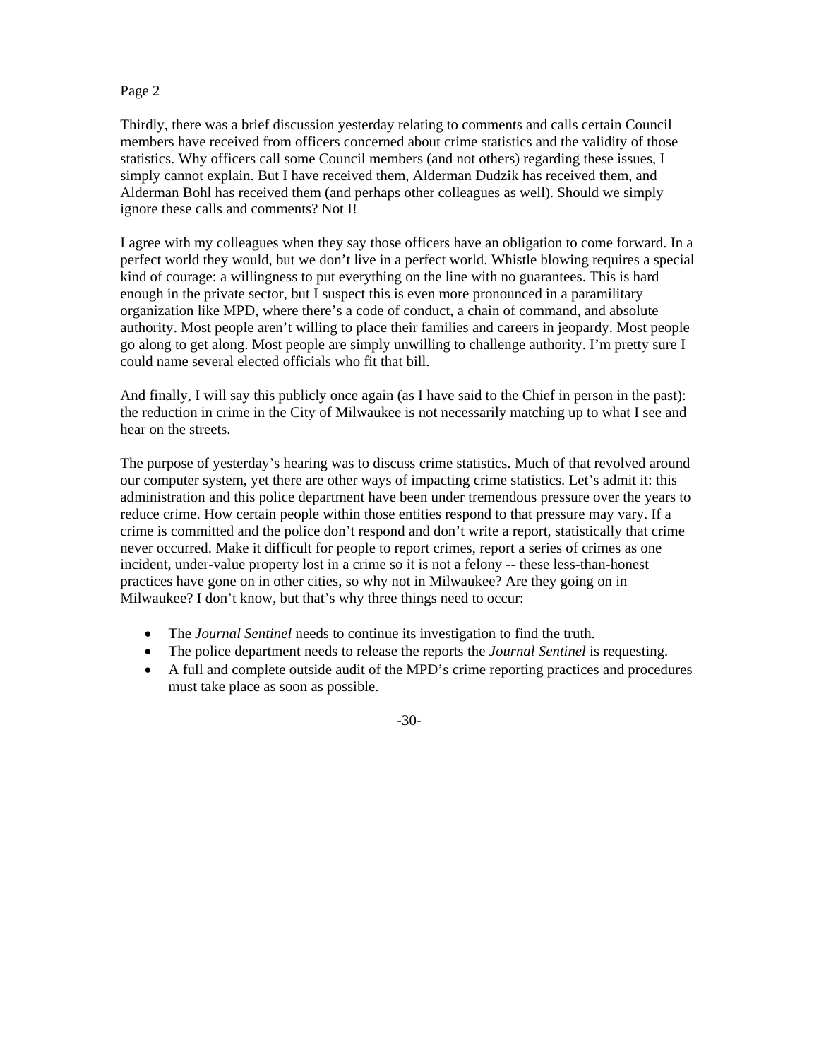Thirdly, there was a brief discussion yesterday relating to comments and calls certain Council members have received from officers concerned about crime statistics and the validity of those statistics. Why officers call some Council members (and not others) regarding these issues, I simply cannot explain. But I have received them, Alderman Dudzik has received them, and Alderman Bohl has received them (and perhaps other colleagues as well). Should we simply ignore these calls and comments? Not I!

I agree with my colleagues when they say those officers have an obligation to come forward. In a perfect world they would, but we don't live in a perfect world. Whistle blowing requires a special kind of courage: a willingness to put everything on the line with no guarantees. This is hard enough in the private sector, but I suspect this is even more pronounced in a paramilitary organization like MPD, where there's a code of conduct, a chain of command, and absolute authority. Most people aren't willing to place their families and careers in jeopardy. Most people go along to get along. Most people are simply unwilling to challenge authority. I'm pretty sure I could name several elected officials who fit that bill.

And finally, I will say this publicly once again (as I have said to the Chief in person in the past): the reduction in crime in the City of Milwaukee is not necessarily matching up to what I see and hear on the streets.

The purpose of yesterday's hearing was to discuss crime statistics. Much of that revolved around our computer system, yet there are other ways of impacting crime statistics. Let's admit it: this administration and this police department have been under tremendous pressure over the years to reduce crime. How certain people within those entities respond to that pressure may vary. If a crime is committed and the police don't respond and don't write a report, statistically that crime never occurred. Make it difficult for people to report crimes, report a series of crimes as one incident, under-value property lost in a crime so it is not a felony -- these less-than-honest practices have gone on in other cities, so why not in Milwaukee? Are they going on in Milwaukee? I don't know, but that's why three things need to occur:

- The *Journal Sentinel* needs to continue its investigation to find the truth.
- The police department needs to release the reports the *Journal Sentinel* is requesting.
- A full and complete outside audit of the MPD's crime reporting practices and procedures must take place as soon as possible.

-30-